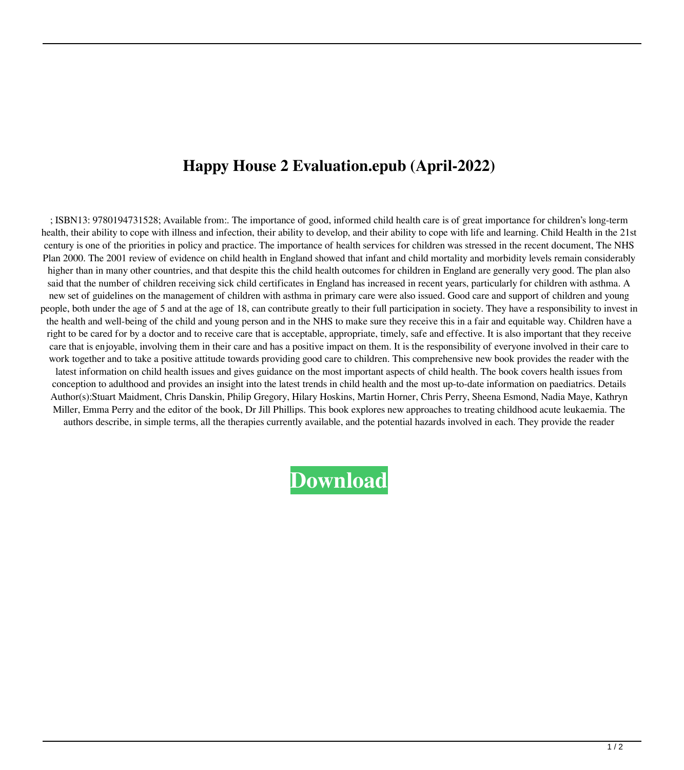# Happy House 2 Evaluation.epub (April-2022)

; ISBN13: 9780194731528; Available from:. The importance of good, informed child health care is of great importance for children's long-term health, their ability to cope with illness and infection, their ability to develop, and their ability to cope with life and learning. Child Health in the 21st century is one of the priorities in policy and practice. The importance of health services for children was stressed in the recent document, The NHS Plan 2000. The 2001 review of evidence on child health in England showed that infant and child mortality and morbidity levels remain considerably higher than in many other countries, and that despite this the child health outcomes for children in England are generally very good. The plan also said that the number of children receiving sick child certificates in England has increased in recent years, particularly for children with asthma. A new set of guidelines on the management of children with asthma in primary care were also issued. Good care and support of children and young people, both under the age of 5 and at the age of 18, can contribute greatly to their full participation in society. They have a responsibility to invest in the health and well-being of the child and young person and in the NHS to make sure they receive this in a fair and equitable way. Children have a right to be cared for by a doctor and to receive care that is acceptable, appropriate, timely, safe and effective. It is also important that they receive care that is enjoyable, involving them in their care and has a positive impact on them. It is the responsibility of everyone involved in their care to work together and to take a positive attitude towards providing good care to children. This comprehensive new book provides the reader with the latest information on child health issues and gives guidance on the most important aspects of child health. The book covers health issues from conception to adulthood and provides an insight into the latest trends in child health and the most up-to-date information on paediatrics. Details Author(s):Stuart Maidment, Chris Danskin, Philip Gregory, Hilary Hoskins, Martin Horner, Chris Perry, Sheena Esmond, Nadia Maye, Kathryn Miller, Emma Perry and the editor of the book, Dr Jill Phillips. This book explores new approaches to treating childhood acute leukaemia. The authors describe, in simple terms, all the therapies currently available, and the potential hazards involved in each. They provide the reader

**Download**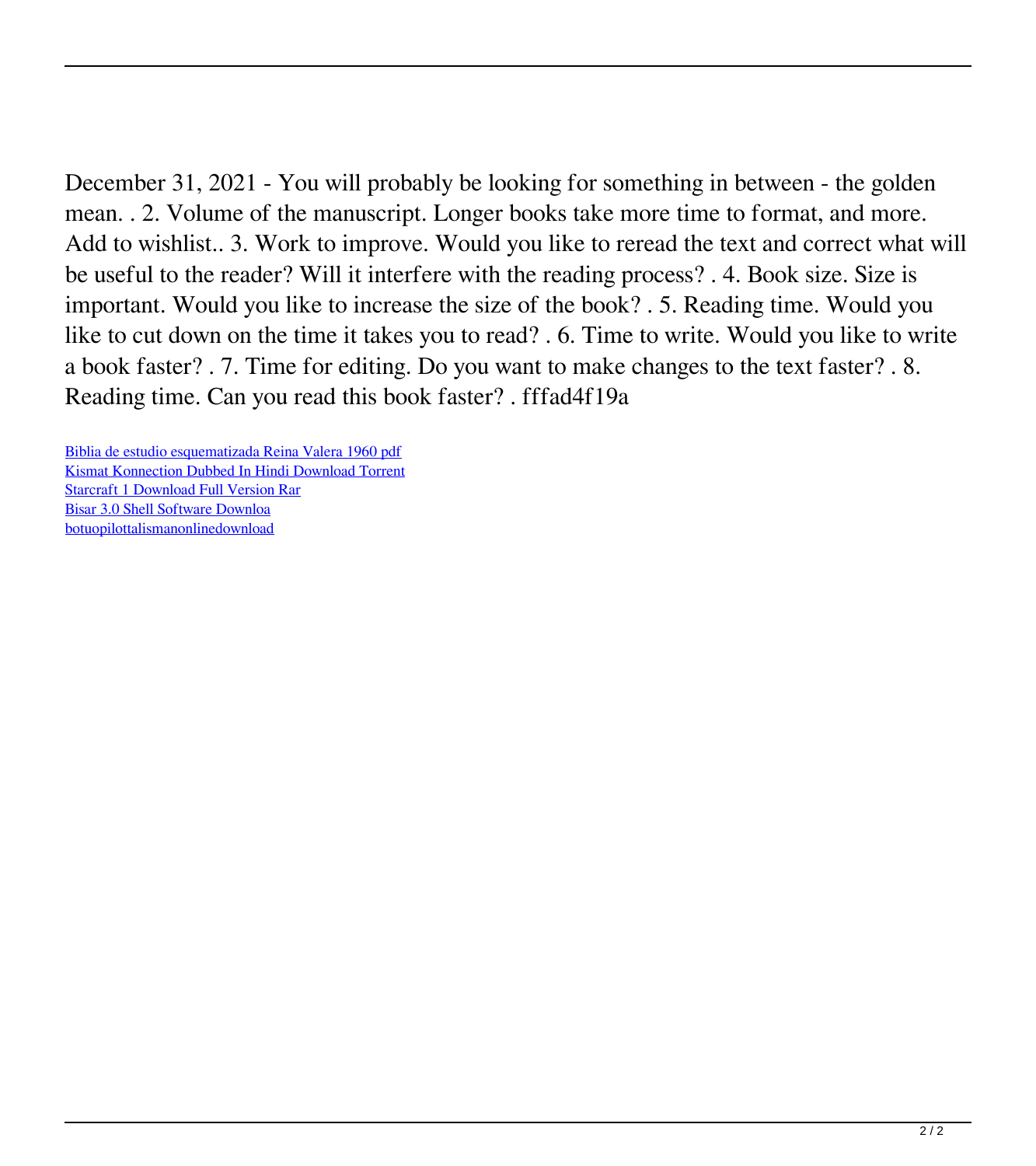December 31, 2021 - You will probably be looking for something in between - the golden mean. . 2. Volume of the manuscript. Longer books take more time to format, and more. Add to wishlist.. 3. Work to improve. Would you like to reread the text and correct what will be useful to the reader? Will it interfere with the reading process? . 4. Book size. Size is important. Would you like to increase the size of the book? . 5. Reading time. Would you like to cut down on the time it takes you to read? . 6. Time to write. Would you like to write a book faster? . 7. Time for editing. Do you want to make changes to the text faster? . 8. Reading time. Can you read this book faster? . fffad4f19a

Biblia de estudio esquematizada Reina Valera 1960 pdf
Kismat Konnection Dubbed In Hindi Download Torrent
Starcraft 1 Download Full Version Rar
Bisar 3.0 Shell Software Downloa
botuopilottalismanonlinedownload